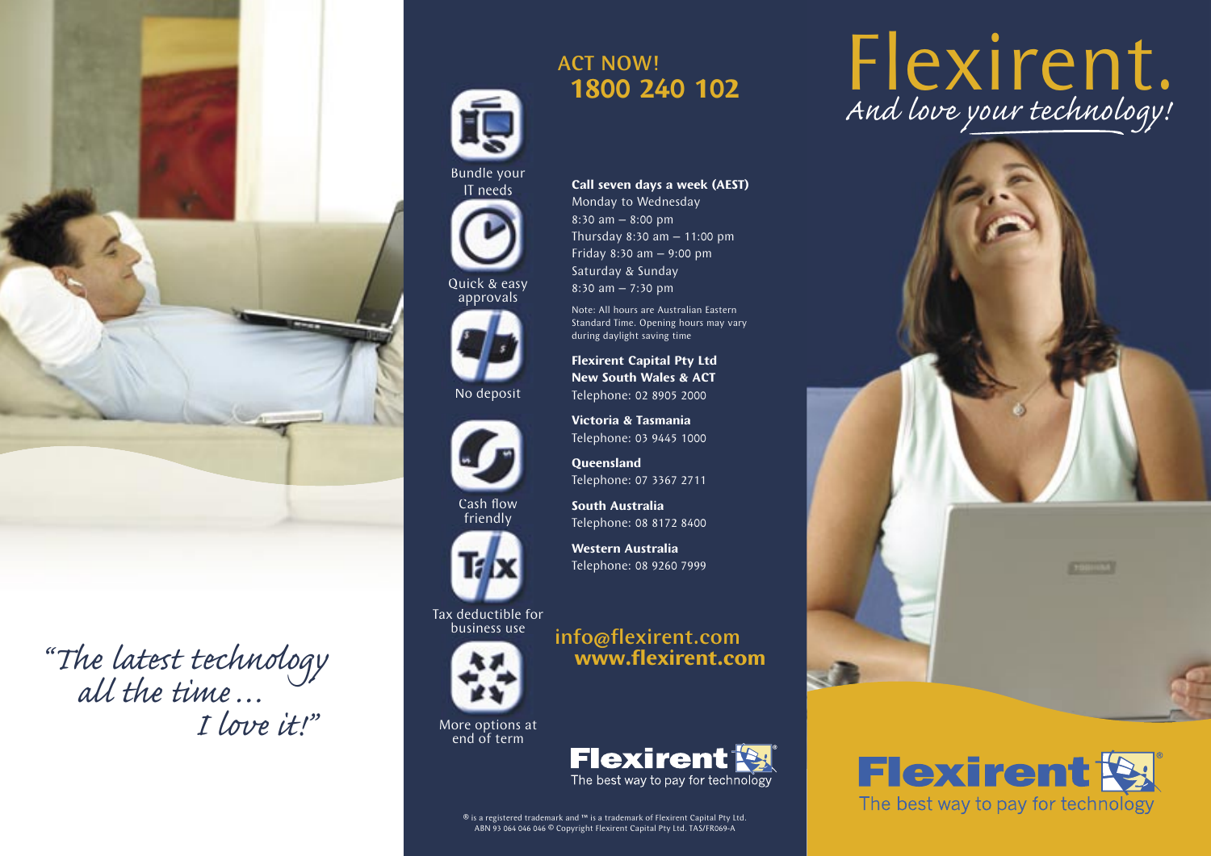*"The latest technology all the time... I love it!"*

Bundle your IT needs

Quick & easy approvals

No deposit

Cash flow friendly

Tax deductible for business use

More options at end of term

## ACT NOW!
## 1800 240 102

**Call seven days a week (AEST)**
Monday to Wednesday
8:30 am – 8:00 pm
Thursday 8:30 am – 11:00 pm
Friday 8:30 am – 9:00 pm
Saturday & Sunday
8:30 am – 7:30 pm

Note: All hours are Australian Eastern Standard Time. Opening hours may vary during daylight saving time

**Flexirent Capital Pty Ltd**
**New South Wales & ACT**
Telephone: 02 8905 2000

**Victoria & Tasmania**
Telephone: 03 9445 1000

**Queensland**
Telephone: 07 3367 2711

**South Australia**
Telephone: 08 8172 8400

**Western Australia**
Telephone: 08 9260 7999

info@flexirent.com
**www.flexirent.com**

**Flexirent**
The best way to pay for technology

® is a registered trademark and ™ is a trademark of Flexirent Capital Pty Ltd.
ABN 93 064 046 046 © Copyright Flexirent Capital Pty Ltd. TAS/FR069-A

# Flexirent.
*And love your technology!*

**Flexirent**
The best way to pay for technology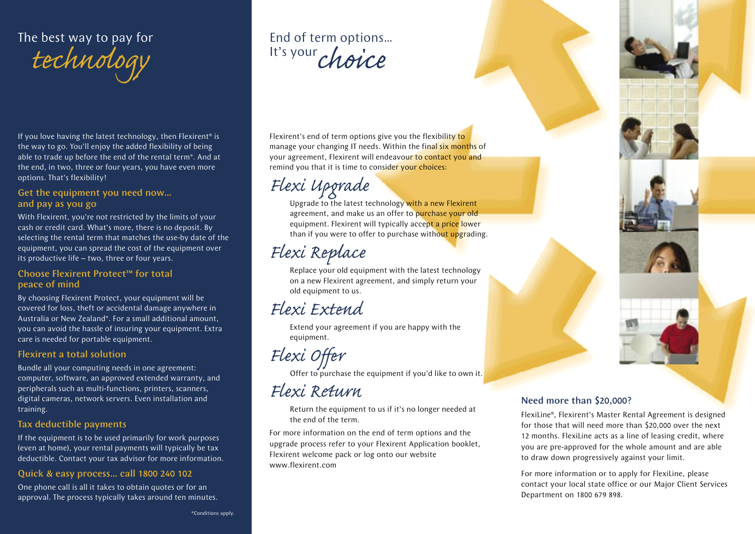# The best way to pay for *technology*

If you love having the latest technology, then Flexirent® is the way to go. You'll enjoy the added flexibility of being able to trade up before the end of the rental term*. And at the end, in two, three or four years, you have even more options. That's flexibility!

### Get the equipment you need now... and pay as you go

With Flexirent, you're not restricted by the limits of your cash or credit card. What's more, there is no deposit. By selecting the rental term that matches the use-by date of the equipment, you can spread the cost of the equipment over its productive life – two, three or four years.

### Choose Flexirent Protect™ for total peace of mind

By choosing Flexirent Protect, your equipment will be covered for loss, theft or accidental damage anywhere in Australia or New Zealand*. For a small additional amount, you can avoid the hassle of insuring your equipment. Extra care is needed for portable equipment.

### Flexirent a total solution

Bundle all your computing needs in one agreement: computer, software, an approved extended warranty, and peripherals such as multi-functions, printers, scanners, digital cameras, network servers. Even installation and training.

### Tax deductible payments

If the equipment is to be used primarily for work purposes (even at home), your rental payments will typically be tax deductible. Contact your tax advisor for more information.

### Quick & easy process... call 1800 240 102

One phone call is all it takes to obtain quotes or for an approval. The process typically takes around ten minutes.

*Conditions apply.

# End of term options... It's your *choice*

Flexirent's end of term options give you the flexibility to manage your changing IT needs. Within the final six months of your agreement, Flexirent will endeavour to contact you and remind you that it is time to consider your choices:

## *Flexi Upgrade*

Upgrade to the latest technology with a new Flexirent agreement, and make us an offer to purchase your old equipment. Flexirent will typically accept a price lower than if you were to offer to purchase without upgrading.

## *Flexi Replace*

Replace your old equipment with the latest technology on a new Flexirent agreement, and simply return your old equipment to us.

## *Flexi Extend*

Extend your agreement if you are happy with the equipment.

## *Flexi Offer*

Offer to purchase the equipment if you'd like to own it.

## *Flexi Return*

Return the equipment to us if it's no longer needed at the end of the term.

For more information on the end of term options and the upgrade process refer to your Flexirent Application booklet, Flexirent welcome pack or log onto our website www.flexirent.com

### Need more than $20,000?

FlexiLine®, Flexirent's Master Rental Agreement is designed for those that will need more than $20,000 over the next 12 months. FlexiLine acts as a line of leasing credit, where you are pre-approved for the whole amount and are able to draw down progressively against your limit.

For more information or to apply for FlexiLine, please contact your local state office or our Major Client Services Department on 1800 679 898.